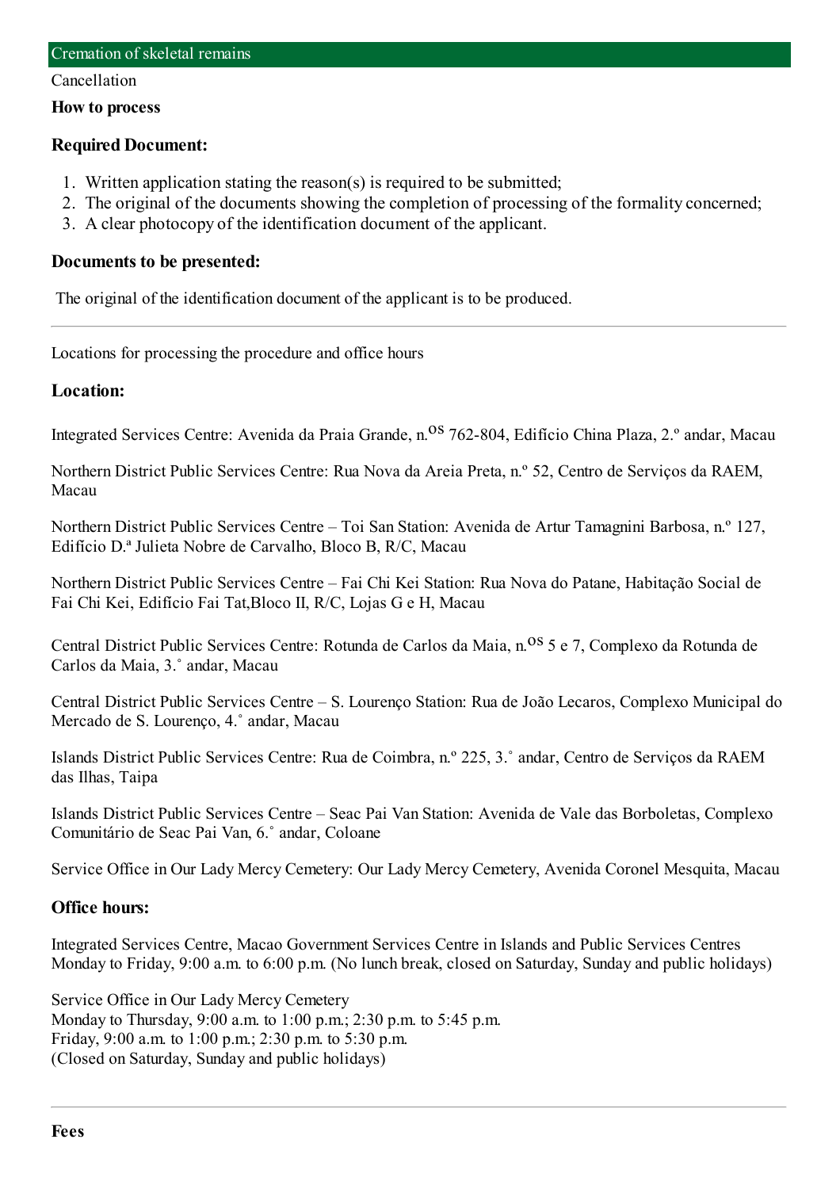## Cremation of skeletal remains

Cancellation

**How to process**

### Required Document:

1. Written application stating the reason(s) is required to be submitted;
2. The original of the documents showing the completion of processing of the formality concerned;
3. A clear photocopy of the identification document of the applicant.

### Documents to be presented:

The original of the identification document of the applicant is to be produced.

---

Locations for processing the procedure and office hours

### Location:

Integrated Services Centre: Avenida da Praia Grande, n.os 762-804, Edifício China Plaza, 2.º andar, Macau

Northern District Public Services Centre: Rua Nova da Areia Preta, n.º 52, Centro de Serviços da RAEM, Macau

Northern District Public Services Centre – Toi San Station: Avenida de Artur Tamagnini Barbosa, n.º 127, Edifício D.ª Julieta Nobre de Carvalho, Bloco B, R/C, Macau

Northern District Public Services Centre – Fai Chi Kei Station: Rua Nova do Patane, Habitação Social de Fai Chi Kei, Edifício Fai Tat,Bloco II, R/C, Lojas G e H, Macau

Central District Public Services Centre: Rotunda de Carlos da Maia, n.os 5 e 7, Complexo da Rotunda de Carlos da Maia, 3.˚ andar, Macau

Central District Public Services Centre – S. Lourenço Station: Rua de João Lecaros, Complexo Municipal do Mercado de S. Lourenço, 4.˚ andar, Macau

Islands District Public Services Centre: Rua de Coimbra, n.º 225, 3.˚ andar, Centro de Serviços da RAEM das Ilhas, Taipa

Islands District Public Services Centre – Seac Pai Van Station: Avenida de Vale das Borboletas, Complexo Comunitário de Seac Pai Van, 6.˚ andar, Coloane

Service Office in Our Lady Mercy Cemetery: Our Lady Mercy Cemetery, Avenida Coronel Mesquita, Macau

### Office hours:

Integrated Services Centre, Macao Government Services Centre in Islands and Public Services Centres
Monday to Friday, 9:00 a.m. to 6:00 p.m. (No lunch break, closed on Saturday, Sunday and public holidays)

Service Office in Our Lady Mercy Cemetery
Monday to Thursday, 9:00 a.m. to 1:00 p.m.; 2:30 p.m. to 5:45 p.m.
Friday, 9:00 a.m. to 1:00 p.m.; 2:30 p.m. to 5:30 p.m.
(Closed on Saturday, Sunday and public holidays)

---

### Fees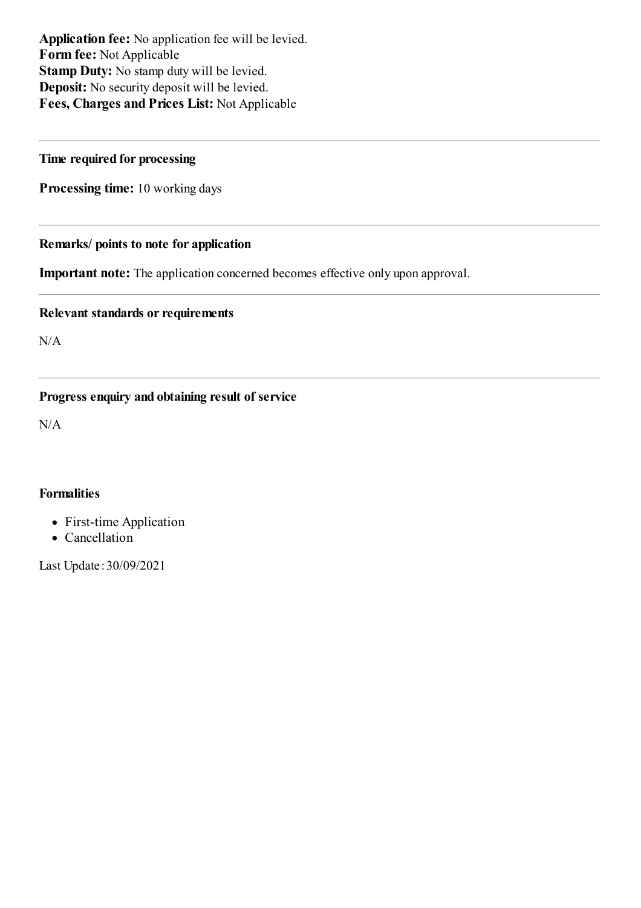**Application fee:** No application fee will be levied.
**Form fee:** Not Applicable
**Stamp Duty:** No stamp duty will be levied.
**Deposit:** No security deposit will be levied.
**Fees, Charges and Prices List:** Not Applicable

---

### Time required for processing

**Processing time:** 10 working days

---

### Remarks/ points to note for application

**Important note:** The application concerned becomes effective only upon approval.

---

### Relevant standards or requirements

N/A

---

### Progress enquiry and obtaining result of service

N/A

### Formalities

- First-time Application
- Cancellation

Last Update: 30/09/2021